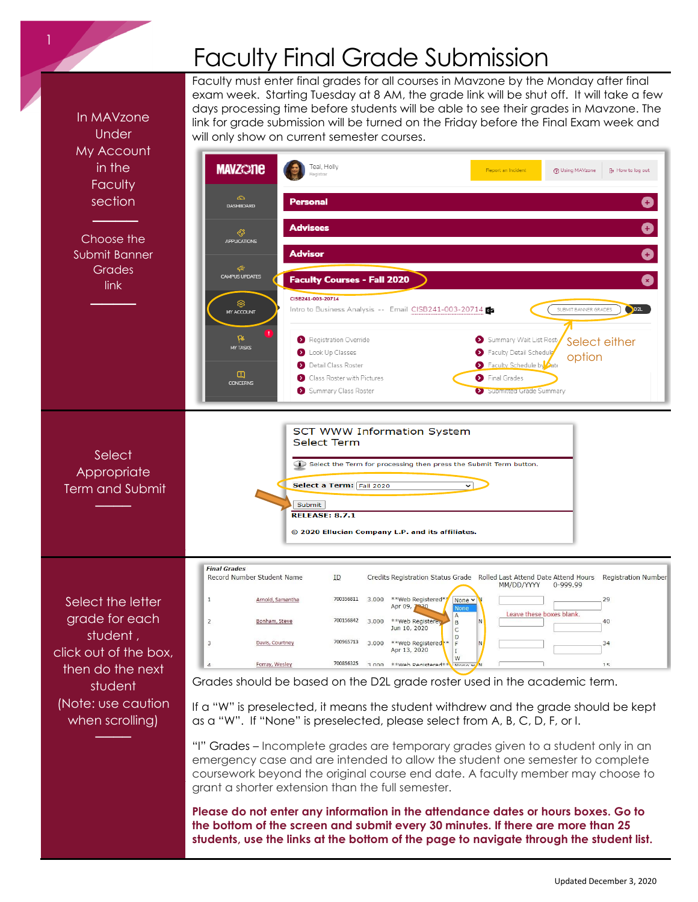# Faculty Final Grade Submission

In MAVzone Under My Account in the Faculty section

Choose the Submit Banner Grades link

Faculty must enter final grades for all courses in Mavzone by the Monday after final exam week. Starting Tuesday at 8 AM, the grade link will be shut off. It will take a few days processing time before students will be able to see their grades in Mavzone. The link for grade submission will be turned on the Friday before the Final Exam week and will only show on current semester courses.

Select either option

Select Appropriate Term and Submit

Select the letter grade for each student , click out of the box, then do the next student (Note: use caution when scrolling)

Leave these boxes blank.

Grades should be based on the D2L grade roster used in the academic term.

If a "W" is preselected, it means the student withdrew and the grade should be kept as a "W". If "None" is preselected, please select from A, B, C, D, F, or I.

"I" Grades – Incomplete grades are temporary grades given to a student only in an emergency case and are intended to allow the student one semester to complete coursework beyond the original course end date. A faculty member may choose to grant a shorter extension than the full semester.

**Please do not enter any information in the attendance dates or hours boxes. Go to the bottom of the screen and submit every 30 minutes. If there are more than 25 students, use the links at the bottom of the page to navigate through the student list.**

Updated December 3, 2020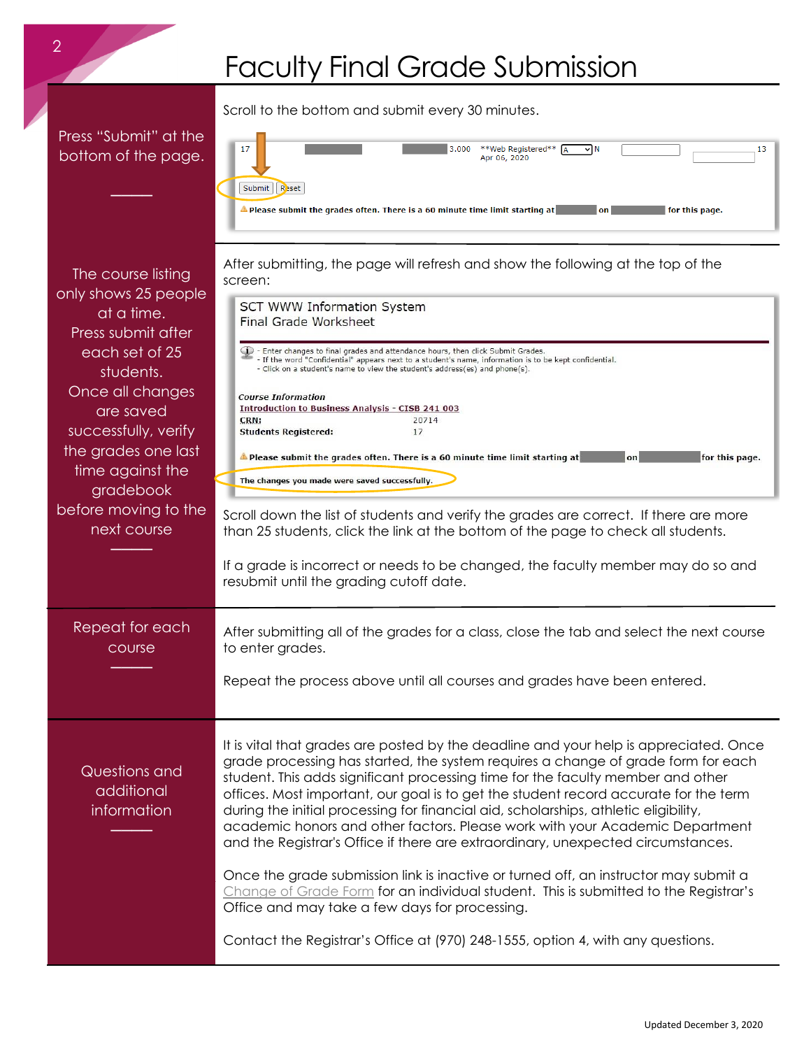# Faculty Final Grade Submission

**Press "Submit" at the bottom of the page.**

Scroll to the bottom and submit every 30 minutes.

17 3.000 **Web Registered** Apr 06, 2020 A N 13

Submit Reset

Please submit the grades often. There is a 60 minute time limit starting at on for this page.

**The course listing only shows 25 people at a time. Press submit after each set of 25 students. Once all changes are saved successfully, verify the grades one last time against the gradebook before moving to the next course**

After submitting, the page will refresh and show the following at the top of the screen:

SCT WWW Information System
Final Grade Worksheet

- Enter changes to final grades and attendance hours, then click Submit Grades.
- If the word "Confidential" appears next to a student's name, information is to be kept confidential.
- Click on a student's name to view the student's address(es) and phone(s).

*Course Information*
Introduction to Business Analysis - CISB 241 003
CRN: 20714
Students Registered: 17

Please submit the grades often. There is a 60 minute time limit starting at on for this page.

The changes you made were saved successfully.

Scroll down the list of students and verify the grades are correct. If there are more than 25 students, click the link at the bottom of the page to check all students.

If a grade is incorrect or needs to be changed, the faculty member may do so and resubmit until the grading cutoff date.

**Repeat for each course**

After submitting all of the grades for a class, close the tab and select the next course to enter grades.

Repeat the process above until all courses and grades have been entered.

**Questions and additional information**

It is vital that grades are posted by the deadline and your help is appreciated. Once grade processing has started, the system requires a change of grade form for each student. This adds significant processing time for the faculty member and other offices. Most important, our goal is to get the student record accurate for the term during the initial processing for financial aid, scholarships, athletic eligibility, academic honors and other factors. Please work with your Academic Department and the Registrar's Office if there are extraordinary, unexpected circumstances.

Once the grade submission link is inactive or turned off, an instructor may submit a Change of Grade Form for an individual student. This is submitted to the Registrar's Office and may take a few days for processing.

Contact the Registrar's Office at (970) 248-1555, option 4, with any questions.

Updated December 3, 2020